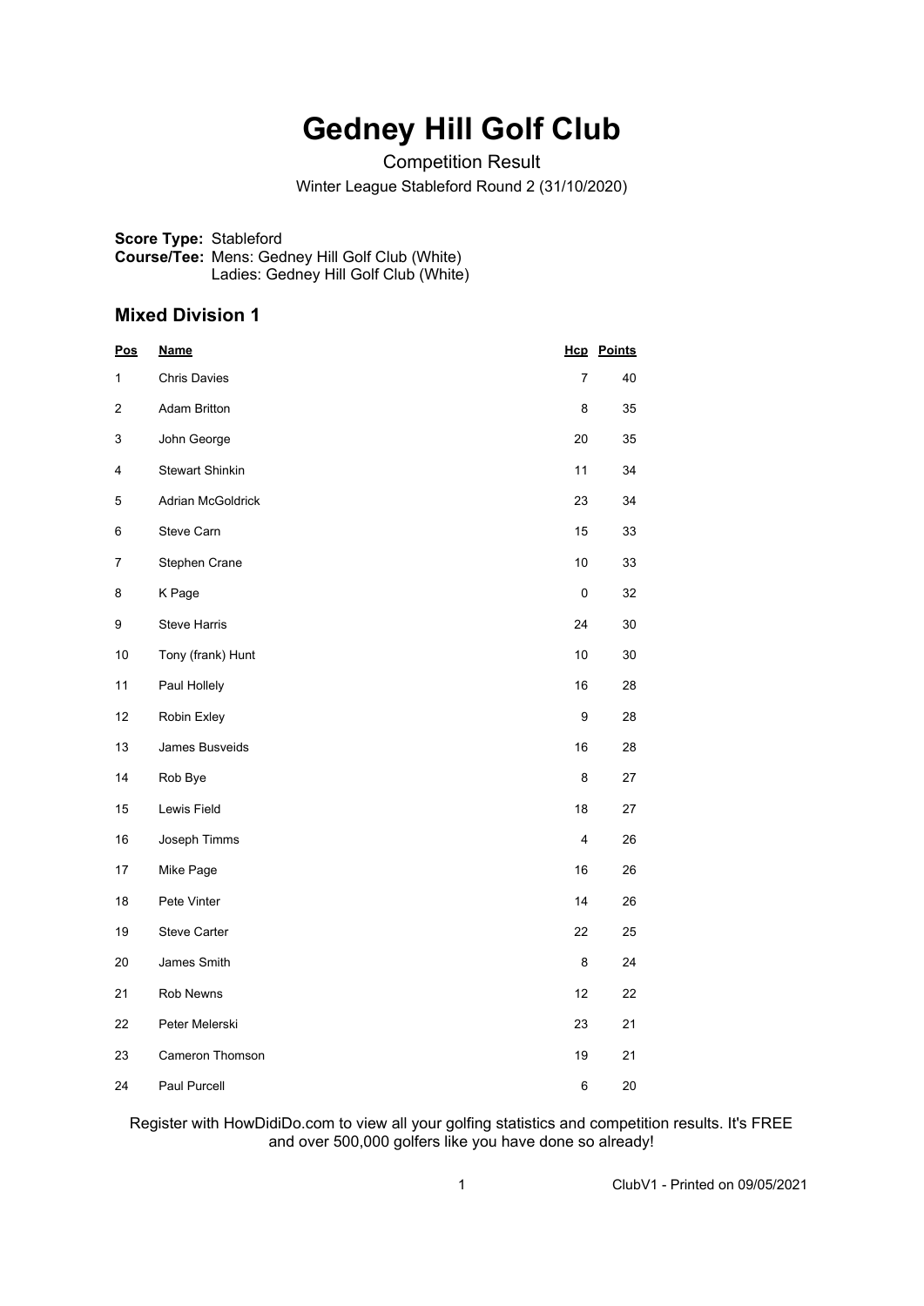# Gedney Hill Golf Club

Competition Result

Winter League Stableford Round 2 (31/10/2020)

**Score Type:** Stableford
**Course/Tee:** Mens: Gedney Hill Golf Club (White)
Ladies: Gedney Hill Golf Club (White)

## Mixed Division 1

| Pos | Name | Hcp | Points |
|---|---|---|---|
| 1 | Chris Davies | 7 | 40 |
| 2 | Adam Britton | 8 | 35 |
| 3 | John George | 20 | 35 |
| 4 | Stewart Shinkin | 11 | 34 |
| 5 | Adrian McGoldrick | 23 | 34 |
| 6 | Steve Carn | 15 | 33 |
| 7 | Stephen Crane | 10 | 33 |
| 8 | K Page | 0 | 32 |
| 9 | Steve Harris | 24 | 30 |
| 10 | Tony (frank) Hunt | 10 | 30 |
| 11 | Paul Hollely | 16 | 28 |
| 12 | Robin Exley | 9 | 28 |
| 13 | James Busveids | 16 | 28 |
| 14 | Rob Bye | 8 | 27 |
| 15 | Lewis Field | 18 | 27 |
| 16 | Joseph Timms | 4 | 26 |
| 17 | Mike Page | 16 | 26 |
| 18 | Pete Vinter | 14 | 26 |
| 19 | Steve Carter | 22 | 25 |
| 20 | James Smith | 8 | 24 |
| 21 | Rob Newns | 12 | 22 |
| 22 | Peter Melerski | 23 | 21 |
| 23 | Cameron Thomson | 19 | 21 |
| 24 | Paul Purcell | 6 | 20 |

Register with HowDidiDo.com to view all your golfing statistics and competition results. It's FREE and over 500,000 golfers like you have done so already!

ClubV1 - Printed on 09/05/2021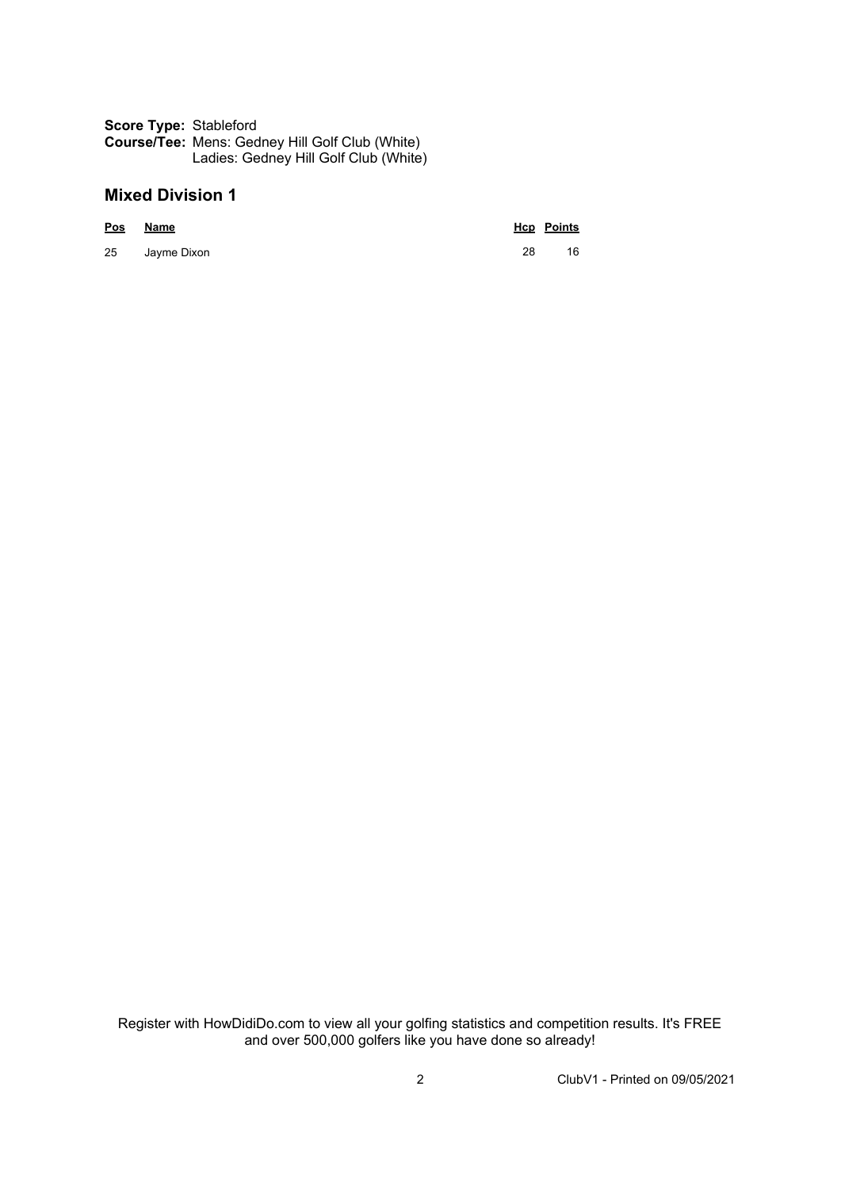**Score Type:** Stableford
**Course/Tee:** Mens: Gedney Hill Golf Club (White)
Ladies: Gedney Hill Golf Club (White)

## Mixed Division 1

| Pos | Name | Hcp | Points |
|---|---|---|---|
| 25 | Jayme Dixon | 28 | 16 |

Register with HowDidiDo.com to view all your golfing statistics and competition results. It's FREE and over 500,000 golfers like you have done so already!

ClubV1 - Printed on 09/05/2021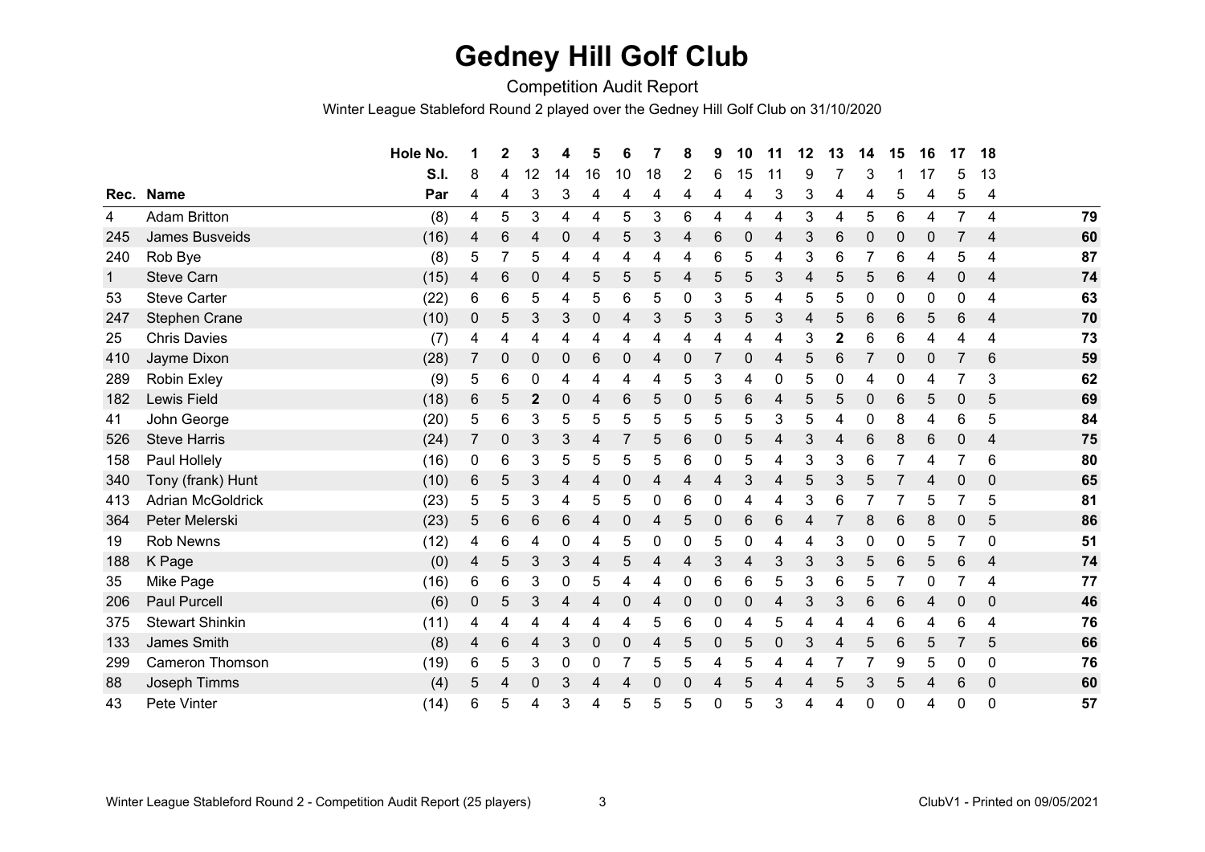# Gedney Hill Golf Club

Competition Audit Report

Winter League Stableford Round 2 played over the Gedney Hill Golf Club on 31/10/2020

| | | Hole No. | 1 | 2 | 3 | 4 | 5 | 6 | 7 | 8 | 9 | 10 | 11 | 12 | 13 | 14 | 15 | 16 | 17 | 18 | |
|---|---|---|---|---|---|---|---|---|---|---|---|---|---|---|---|---|---|---|---|---|---|
| | | S.I. | 8 | 4 | 12 | 14 | 16 | 10 | 18 | 2 | 6 | 15 | 11 | 9 | 7 | 3 | 1 | 17 | 5 | 13 | |
| Rec. | Name | Par | 4 | 4 | 3 | 3 | 4 | 4 | 4 | 4 | 4 | 4 | 3 | 3 | 4 | 4 | 5 | 4 | 5 | 4 | |
| 4 | Adam Britton | (8) | 4 | 5 | 3 | 4 | 4 | 5 | 3 | 6 | 4 | 4 | 4 | 3 | 4 | 5 | 6 | 4 | 7 | 4 | **79** |
| 245 | James Busveids | (16) | 4 | 6 | 4 | 0 | 4 | 5 | 3 | 4 | 6 | 0 | 4 | 3 | 6 | 0 | 0 | 0 | 7 | 4 | **60** |
| 240 | Rob Bye | (8) | 5 | 7 | 5 | 4 | 4 | 4 | 4 | 4 | 6 | 5 | 4 | 3 | 6 | 7 | 6 | 4 | 5 | 4 | **87** |
| 1 | Steve Carn | (15) | 4 | 6 | 0 | 4 | 5 | 5 | 5 | 4 | 5 | 5 | 3 | 4 | 5 | 5 | 6 | 4 | 0 | 4 | **74** |
| 53 | Steve Carter | (22) | 6 | 6 | 5 | 4 | 5 | 6 | 5 | 0 | 3 | 5 | 4 | 5 | 5 | 0 | 0 | 0 | 0 | 4 | **63** |
| 247 | Stephen Crane | (10) | 0 | 5 | 3 | 3 | 0 | 4 | 3 | 5 | 3 | 5 | 3 | 4 | 5 | 6 | 6 | 5 | 6 | 4 | **70** |
| 25 | Chris Davies | (7) | 4 | 4 | 4 | 4 | 4 | 4 | 4 | 4 | 4 | 4 | 4 | 3 | **2** | 6 | 6 | 4 | 4 | 4 | **73** |
| 410 | Jayme Dixon | (28) | 7 | 0 | 0 | 0 | 6 | 0 | 4 | 0 | 7 | 0 | 4 | 5 | 6 | 7 | 0 | 0 | 7 | 6 | **59** |
| 289 | Robin Exley | (9) | 5 | 6 | 0 | 4 | 4 | 4 | 4 | 5 | 3 | 4 | 0 | 5 | 0 | 4 | 0 | 4 | 7 | 3 | **62** |
| 182 | Lewis Field | (18) | 6 | 5 | **2** | 0 | 4 | 6 | 5 | 0 | 5 | 6 | 4 | 5 | 5 | 0 | 6 | 5 | 0 | 5 | **69** |
| 41 | John George | (20) | 5 | 6 | 3 | 5 | 5 | 5 | 5 | 5 | 5 | 5 | 3 | 5 | 4 | 0 | 8 | 4 | 6 | 5 | **84** |
| 526 | Steve Harris | (24) | 7 | 0 | 3 | 3 | 4 | 7 | 5 | 6 | 0 | 5 | 4 | 3 | 4 | 6 | 8 | 6 | 0 | 4 | **75** |
| 158 | Paul Hollely | (16) | 0 | 6 | 3 | 5 | 5 | 5 | 5 | 6 | 0 | 5 | 4 | 3 | 3 | 6 | 7 | 4 | 7 | 6 | **80** |
| 340 | Tony (frank) Hunt | (10) | 6 | 5 | 3 | 4 | 4 | 0 | 4 | 4 | 4 | 3 | 4 | 5 | 3 | 5 | 7 | 4 | 0 | 0 | **65** |
| 413 | Adrian McGoldrick | (23) | 5 | 5 | 3 | 4 | 5 | 5 | 0 | 6 | 0 | 4 | 4 | 3 | 6 | 7 | 7 | 5 | 7 | 5 | **81** |
| 364 | Peter Melerski | (23) | 5 | 6 | 6 | 6 | 4 | 0 | 4 | 5 | 0 | 6 | 6 | 4 | 7 | 8 | 6 | 8 | 0 | 5 | **86** |
| 19 | Rob Newns | (12) | 4 | 6 | 4 | 0 | 4 | 5 | 0 | 0 | 5 | 0 | 4 | 4 | 3 | 0 | 0 | 5 | 7 | 0 | **51** |
| 188 | K Page | (0) | 4 | 5 | 3 | 3 | 4 | 5 | 4 | 4 | 3 | 4 | 3 | 3 | 3 | 5 | 6 | 5 | 6 | 4 | **74** |
| 35 | Mike Page | (16) | 6 | 6 | 3 | 0 | 5 | 4 | 4 | 0 | 6 | 6 | 5 | 3 | 6 | 5 | 7 | 0 | 7 | 4 | **77** |
| 206 | Paul Purcell | (6) | 0 | 5 | 3 | 4 | 4 | 0 | 4 | 0 | 0 | 0 | 4 | 3 | 3 | 6 | 6 | 4 | 0 | 0 | **46** |
| 375 | Stewart Shinkin | (11) | 4 | 4 | 4 | 4 | 4 | 4 | 5 | 6 | 0 | 4 | 5 | 4 | 4 | 4 | 6 | 4 | 6 | 4 | **76** |
| 133 | James Smith | (8) | 4 | 6 | 4 | 3 | 0 | 0 | 4 | 5 | 0 | 5 | 0 | 3 | 4 | 5 | 6 | 5 | 7 | 5 | **66** |
| 299 | Cameron Thomson | (19) | 6 | 5 | 3 | 0 | 0 | 7 | 5 | 5 | 4 | 5 | 4 | 4 | 7 | 7 | 9 | 5 | 0 | 0 | **76** |
| 88 | Joseph Timms | (4) | 5 | 4 | 0 | 3 | 4 | 4 | 0 | 0 | 4 | 5 | 4 | 4 | 5 | 3 | 5 | 4 | 6 | 0 | **60** |
| 43 | Pete Vinter | (14) | 6 | 5 | 4 | 3 | 4 | 5 | 5 | 5 | 0 | 5 | 3 | 4 | 4 | 0 | 0 | 4 | 0 | 0 | **57** |

Winter League Stableford Round 2 - Competition Audit Report (25 players)

ClubV1 - Printed on 09/05/2021